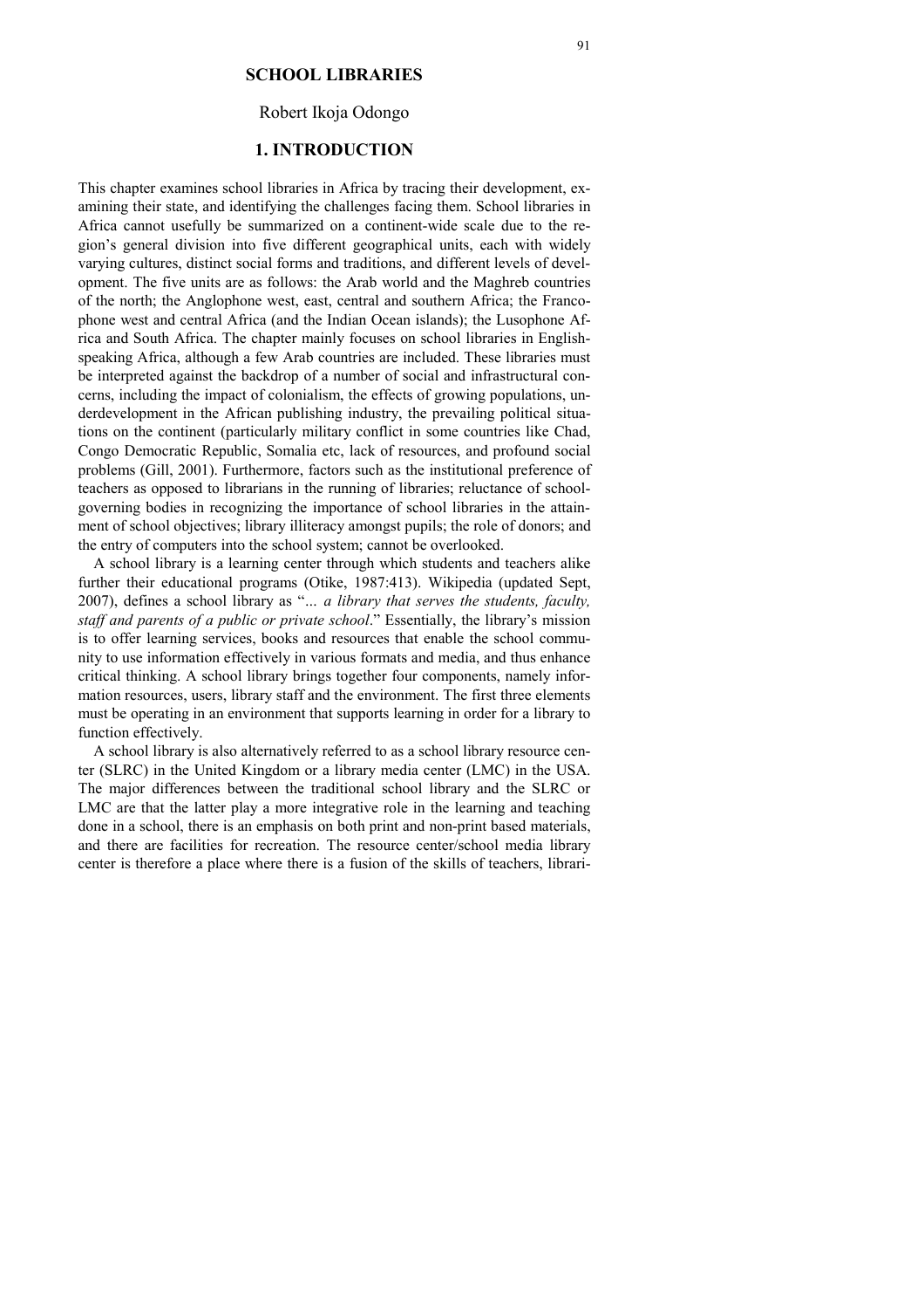# SCHOOL LIBRARIES

Robert Ikoja Odongo

## 1. INTRODUCTION

This chapter examines school libraries in Africa by tracing their development, examining their state, and identifying the challenges facing them. School libraries in Africa cannot usefully be summarized on a continent-wide scale due to the region's general division into five different geographical units, each with widely varying cultures, distinct social forms and traditions, and different levels of development. The five units are as follows: the Arab world and the Maghreb countries of the north; the Anglophone west, east, central and southern Africa; the Francophone west and central Africa (and the Indian Ocean islands); the Lusophone Africa and South Africa. The chapter mainly focuses on school libraries in English-speaking Africa, although a few Arab countries are included. These libraries must be interpreted against the backdrop of a number of social and infrastructural concerns, including the impact of colonialism, the effects of growing populations, underdevelopment in the African publishing industry, the prevailing political situations on the continent (particularly military conflict in some countries like Chad, Congo Democratic Republic, Somalia etc, lack of resources, and profound social problems (Gill, 2001). Furthermore, factors such as the institutional preference of teachers as opposed to librarians in the running of libraries; reluctance of school-governing bodies in recognizing the importance of school libraries in the attainment of school objectives; library illiteracy amongst pupils; the role of donors; and the entry of computers into the school system; cannot be overlooked.

A school library is a learning center through which students and teachers alike further their educational programs (Otike, 1987:413). Wikipedia (updated Sept, 2007), defines a school library as "*... a library that serves the students, faculty, staff and parents of a public or private school*." Essentially, the library's mission is to offer learning services, books and resources that enable the school community to use information effectively in various formats and media, and thus enhance critical thinking. A school library brings together four components, namely information resources, users, library staff and the environment. The first three elements must be operating in an environment that supports learning in order for a library to function effectively.

A school library is also alternatively referred to as a school library resource center (SLRC) in the United Kingdom or a library media center (LMC) in the USA. The major differences between the traditional school library and the SLRC or LMC are that the latter play a more integrative role in the learning and teaching done in a school, there is an emphasis on both print and non-print based materials, and there are facilities for recreation. The resource center/school media library center is therefore a place where there is a fusion of the skills of teachers, librari-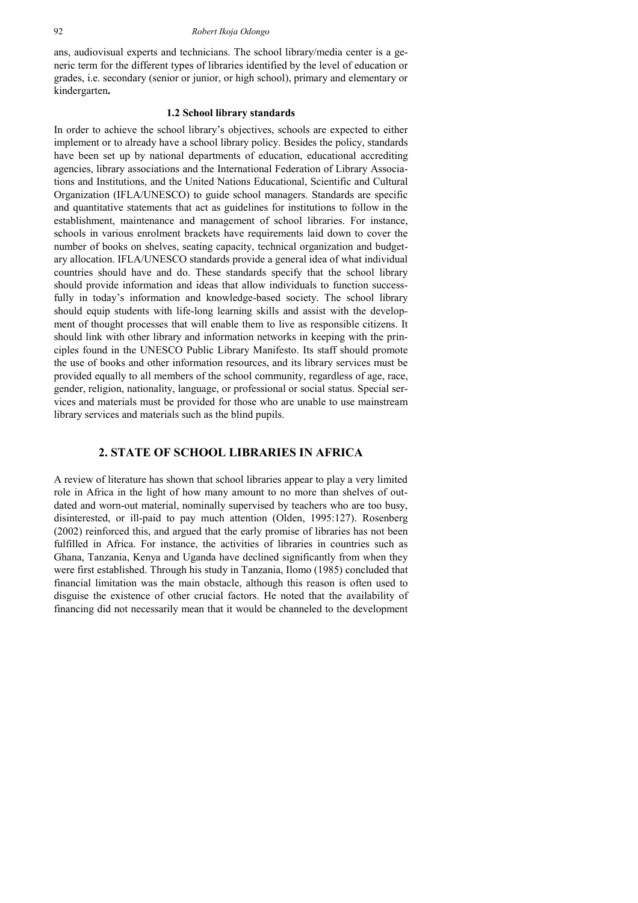ans, audiovisual experts and technicians. The school library/media center is a generic term for the different types of libraries identified by the level of education or grades, i.e. secondary (senior or junior, or high school), primary and elementary or kindergarten**.**

### 1.2 School library standards

In order to achieve the school library's objectives, schools are expected to either implement or to already have a school library policy. Besides the policy, standards have been set up by national departments of education, educational accrediting agencies, library associations and the International Federation of Library Associations and Institutions, and the United Nations Educational, Scientific and Cultural Organization (IFLA/UNESCO) to guide school managers. Standards are specific and quantitative statements that act as guidelines for institutions to follow in the establishment, maintenance and management of school libraries. For instance, schools in various enrolment brackets have requirements laid down to cover the number of books on shelves, seating capacity, technical organization and budgetary allocation. IFLA/UNESCO standards provide a general idea of what individual countries should have and do. These standards specify that the school library should provide information and ideas that allow individuals to function successfully in today's information and knowledge-based society. The school library should equip students with life-long learning skills and assist with the development of thought processes that will enable them to live as responsible citizens. It should link with other library and information networks in keeping with the principles found in the UNESCO Public Library Manifesto. Its staff should promote the use of books and other information resources, and its library services must be provided equally to all members of the school community, regardless of age, race, gender, religion, nationality, language, or professional or social status. Special services and materials must be provided for those who are unable to use mainstream library services and materials such as the blind pupils.

## 2. STATE OF SCHOOL LIBRARIES IN AFRICA

A review of literature has shown that school libraries appear to play a very limited role in Africa in the light of how many amount to no more than shelves of outdated and worn-out material, nominally supervised by teachers who are too busy, disinterested, or ill-paid to pay much attention (Olden, 1995:127). Rosenberg (2002) reinforced this, and argued that the early promise of libraries has not been fulfilled in Africa. For instance, the activities of libraries in countries such as Ghana, Tanzania, Kenya and Uganda have declined significantly from when they were first established. Through his study in Tanzania, Ilomo (1985) concluded that financial limitation was the main obstacle, although this reason is often used to disguise the existence of other crucial factors. He noted that the availability of financing did not necessarily mean that it would be channeled to the development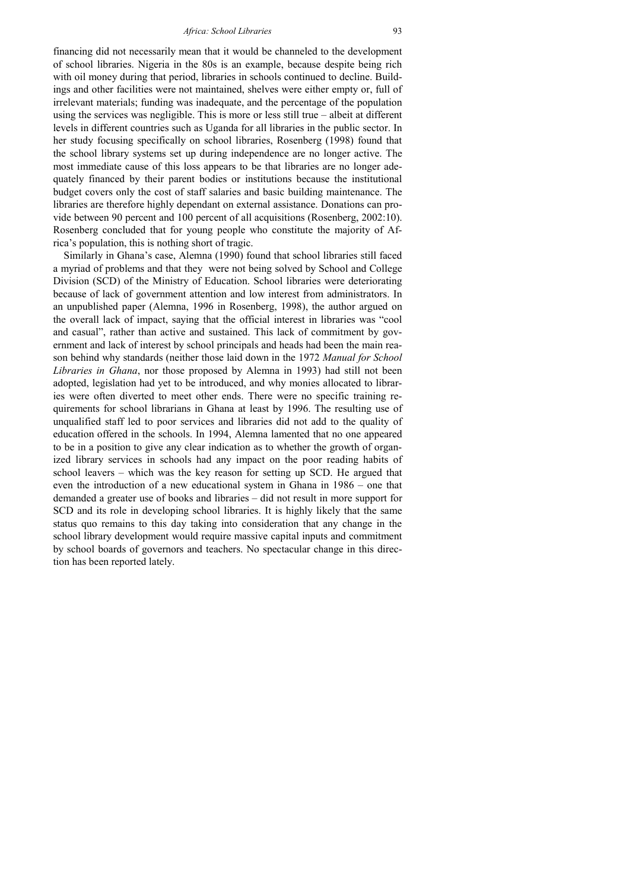financing did not necessarily mean that it would be channeled to the development of school libraries. Nigeria in the 80s is an example, because despite being rich with oil money during that period, libraries in schools continued to decline. Buildings and other facilities were not maintained, shelves were either empty or, full of irrelevant materials; funding was inadequate, and the percentage of the population using the services was negligible. This is more or less still true – albeit at different levels in different countries such as Uganda for all libraries in the public sector. In her study focusing specifically on school libraries, Rosenberg (1998) found that the school library systems set up during independence are no longer active. The most immediate cause of this loss appears to be that libraries are no longer adequately financed by their parent bodies or institutions because the institutional budget covers only the cost of staff salaries and basic building maintenance. The libraries are therefore highly dependant on external assistance. Donations can provide between 90 percent and 100 percent of all acquisitions (Rosenberg, 2002:10). Rosenberg concluded that for young people who constitute the majority of Africa's population, this is nothing short of tragic.

Similarly in Ghana's case, Alemna (1990) found that school libraries still faced a myriad of problems and that they were not being solved by School and College Division (SCD) of the Ministry of Education. School libraries were deteriorating because of lack of government attention and low interest from administrators. In an unpublished paper (Alemna, 1996 in Rosenberg, 1998), the author argued on the overall lack of impact, saying that the official interest in libraries was "cool and casual", rather than active and sustained. This lack of commitment by government and lack of interest by school principals and heads had been the main reason behind why standards (neither those laid down in the 1972 *Manual for School Libraries in Ghana*, nor those proposed by Alemna in 1993) had still not been adopted, legislation had yet to be introduced, and why monies allocated to libraries were often diverted to meet other ends. There were no specific training requirements for school librarians in Ghana at least by 1996. The resulting use of unqualified staff led to poor services and libraries did not add to the quality of education offered in the schools. In 1994, Alemna lamented that no one appeared to be in a position to give any clear indication as to whether the growth of organized library services in schools had any impact on the poor reading habits of school leavers – which was the key reason for setting up SCD. He argued that even the introduction of a new educational system in Ghana in 1986 – one that demanded a greater use of books and libraries – did not result in more support for SCD and its role in developing school libraries. It is highly likely that the same status quo remains to this day taking into consideration that any change in the school library development would require massive capital inputs and commitment by school boards of governors and teachers. No spectacular change in this direction has been reported lately.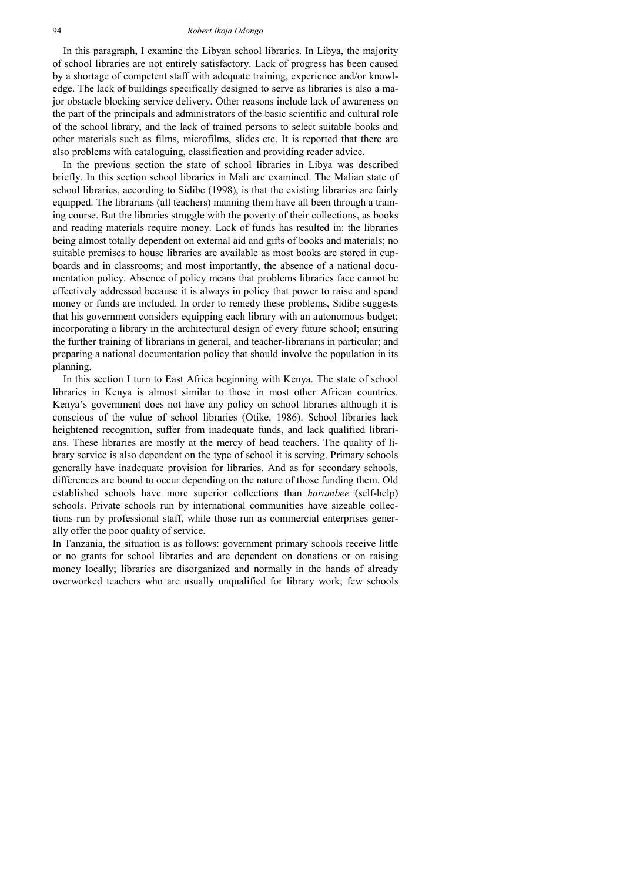In this paragraph, I examine the Libyan school libraries. In Libya, the majority of school libraries are not entirely satisfactory. Lack of progress has been caused by a shortage of competent staff with adequate training, experience and/or knowledge. The lack of buildings specifically designed to serve as libraries is also a major obstacle blocking service delivery. Other reasons include lack of awareness on the part of the principals and administrators of the basic scientific and cultural role of the school library, and the lack of trained persons to select suitable books and other materials such as films, microfilms, slides etc. It is reported that there are also problems with cataloguing, classification and providing reader advice.

In the previous section the state of school libraries in Libya was described briefly. In this section school libraries in Mali are examined. The Malian state of school libraries, according to Sidibe (1998), is that the existing libraries are fairly equipped. The librarians (all teachers) manning them have all been through a training course. But the libraries struggle with the poverty of their collections, as books and reading materials require money. Lack of funds has resulted in: the libraries being almost totally dependent on external aid and gifts of books and materials; no suitable premises to house libraries are available as most books are stored in cupboards and in classrooms; and most importantly, the absence of a national documentation policy. Absence of policy means that problems libraries face cannot be effectively addressed because it is always in policy that power to raise and spend money or funds are included. In order to remedy these problems, Sidibe suggests that his government considers equipping each library with an autonomous budget; incorporating a library in the architectural design of every future school; ensuring the further training of librarians in general, and teacher-librarians in particular; and preparing a national documentation policy that should involve the population in its planning.

In this section I turn to East Africa beginning with Kenya. The state of school libraries in Kenya is almost similar to those in most other African countries. Kenya's government does not have any policy on school libraries although it is conscious of the value of school libraries (Otike, 1986). School libraries lack heightened recognition, suffer from inadequate funds, and lack qualified librarians. These libraries are mostly at the mercy of head teachers. The quality of library service is also dependent on the type of school it is serving. Primary schools generally have inadequate provision for libraries. And as for secondary schools, differences are bound to occur depending on the nature of those funding them. Old established schools have more superior collections than *harambee* (self-help) schools. Private schools run by international communities have sizeable collections run by professional staff, while those run as commercial enterprises generally offer the poor quality of service.

In Tanzania, the situation is as follows: government primary schools receive little or no grants for school libraries and are dependent on donations or on raising money locally; libraries are disorganized and normally in the hands of already overworked teachers who are usually unqualified for library work; few schools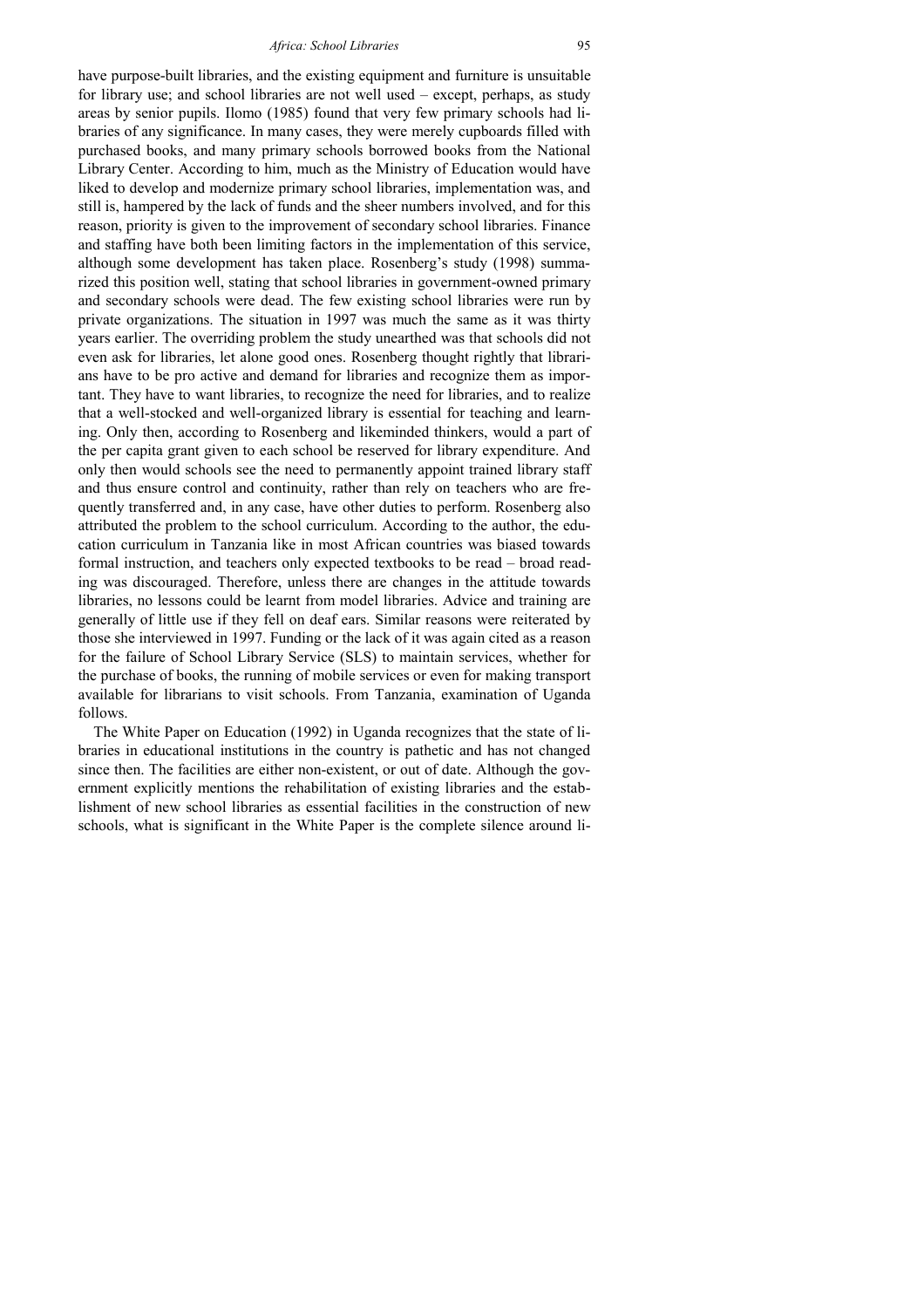have purpose-built libraries, and the existing equipment and furniture is unsuitable for library use; and school libraries are not well used – except, perhaps, as study areas by senior pupils. Ilomo (1985) found that very few primary schools had libraries of any significance. In many cases, they were merely cupboards filled with purchased books, and many primary schools borrowed books from the National Library Center. According to him, much as the Ministry of Education would have liked to develop and modernize primary school libraries, implementation was, and still is, hampered by the lack of funds and the sheer numbers involved, and for this reason, priority is given to the improvement of secondary school libraries. Finance and staffing have both been limiting factors in the implementation of this service, although some development has taken place. Rosenberg's study (1998) summarized this position well, stating that school libraries in government-owned primary and secondary schools were dead. The few existing school libraries were run by private organizations. The situation in 1997 was much the same as it was thirty years earlier. The overriding problem the study unearthed was that schools did not even ask for libraries, let alone good ones. Rosenberg thought rightly that librarians have to be pro active and demand for libraries and recognize them as important. They have to want libraries, to recognize the need for libraries, and to realize that a well-stocked and well-organized library is essential for teaching and learning. Only then, according to Rosenberg and likeminded thinkers, would a part of the per capita grant given to each school be reserved for library expenditure. And only then would schools see the need to permanently appoint trained library staff and thus ensure control and continuity, rather than rely on teachers who are frequently transferred and, in any case, have other duties to perform. Rosenberg also attributed the problem to the school curriculum. According to the author, the education curriculum in Tanzania like in most African countries was biased towards formal instruction, and teachers only expected textbooks to be read – broad reading was discouraged. Therefore, unless there are changes in the attitude towards libraries, no lessons could be learnt from model libraries. Advice and training are generally of little use if they fell on deaf ears. Similar reasons were reiterated by those she interviewed in 1997. Funding or the lack of it was again cited as a reason for the failure of School Library Service (SLS) to maintain services, whether for the purchase of books, the running of mobile services or even for making transport available for librarians to visit schools. From Tanzania, examination of Uganda follows.

The White Paper on Education (1992) in Uganda recognizes that the state of libraries in educational institutions in the country is pathetic and has not changed since then. The facilities are either non-existent, or out of date. Although the government explicitly mentions the rehabilitation of existing libraries and the establishment of new school libraries as essential facilities in the construction of new schools, what is significant in the White Paper is the complete silence around li-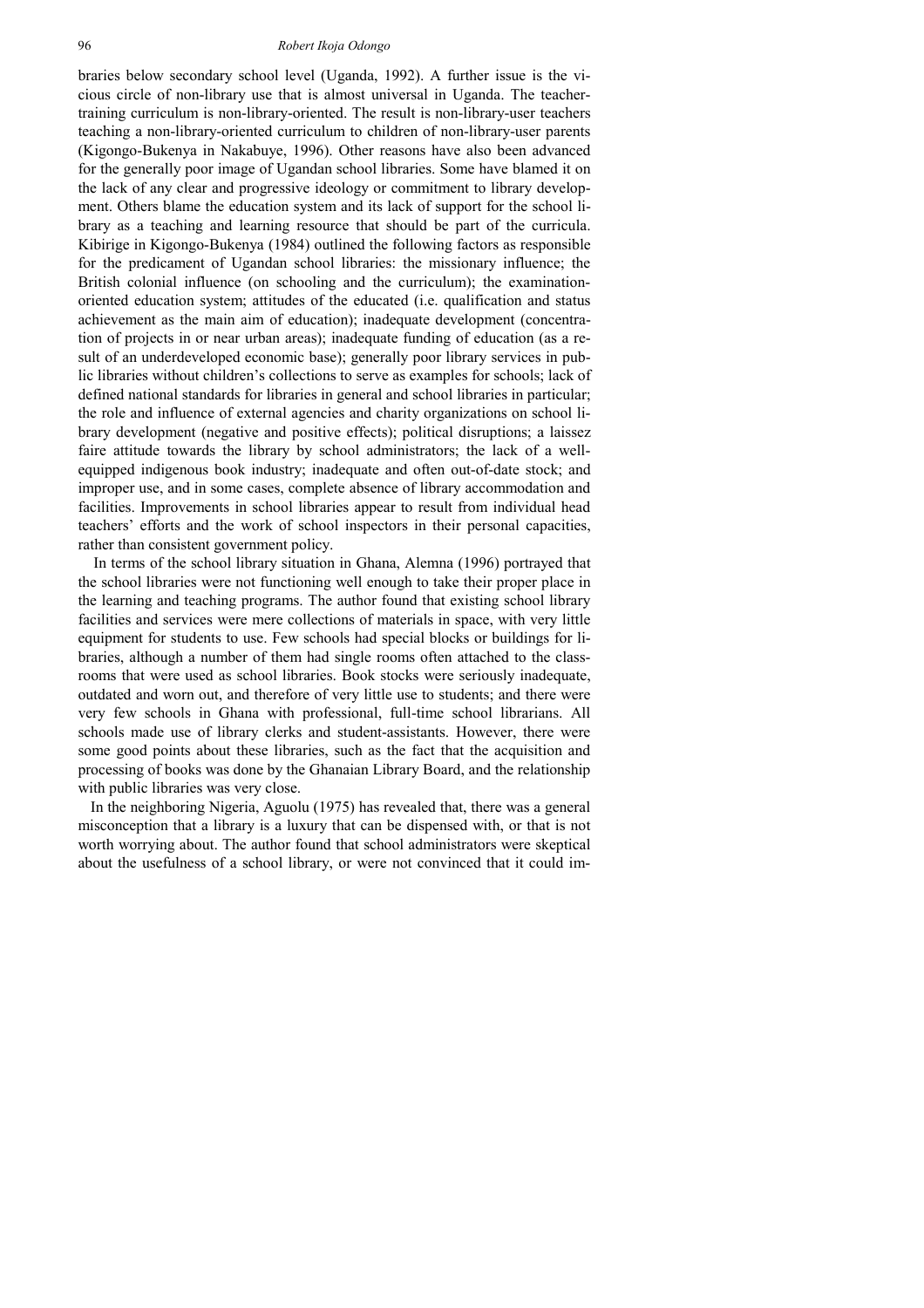braries below secondary school level (Uganda, 1992). A further issue is the vicious circle of non-library use that is almost universal in Uganda. The teacher-training curriculum is non-library-oriented. The result is non-library-user teachers teaching a non-library-oriented curriculum to children of non-library-user parents (Kigongo-Bukenya in Nakabuye, 1996). Other reasons have also been advanced for the generally poor image of Ugandan school libraries. Some have blamed it on the lack of any clear and progressive ideology or commitment to library development. Others blame the education system and its lack of support for the school library as a teaching and learning resource that should be part of the curricula. Kibirige in Kigongo-Bukenya (1984) outlined the following factors as responsible for the predicament of Ugandan school libraries: the missionary influence; the British colonial influence (on schooling and the curriculum); the examination-oriented education system; attitudes of the educated (i.e. qualification and status achievement as the main aim of education); inadequate development (concentration of projects in or near urban areas); inadequate funding of education (as a result of an underdeveloped economic base); generally poor library services in public libraries without children's collections to serve as examples for schools; lack of defined national standards for libraries in general and school libraries in particular; the role and influence of external agencies and charity organizations on school library development (negative and positive effects); political disruptions; a laissez faire attitude towards the library by school administrators; the lack of a well-equipped indigenous book industry; inadequate and often out-of-date stock; and improper use, and in some cases, complete absence of library accommodation and facilities. Improvements in school libraries appear to result from individual head teachers' efforts and the work of school inspectors in their personal capacities, rather than consistent government policy.

In terms of the school library situation in Ghana, Alemna (1996) portrayed that the school libraries were not functioning well enough to take their proper place in the learning and teaching programs. The author found that existing school library facilities and services were mere collections of materials in space, with very little equipment for students to use. Few schools had special blocks or buildings for libraries, although a number of them had single rooms often attached to the classrooms that were used as school libraries. Book stocks were seriously inadequate, outdated and worn out, and therefore of very little use to students; and there were very few schools in Ghana with professional, full-time school librarians. All schools made use of library clerks and student-assistants. However, there were some good points about these libraries, such as the fact that the acquisition and processing of books was done by the Ghanaian Library Board, and the relationship with public libraries was very close.

In the neighboring Nigeria, Aguolu (1975) has revealed that, there was a general misconception that a library is a luxury that can be dispensed with, or that is not worth worrying about. The author found that school administrators were skeptical about the usefulness of a school library, or were not convinced that it could im-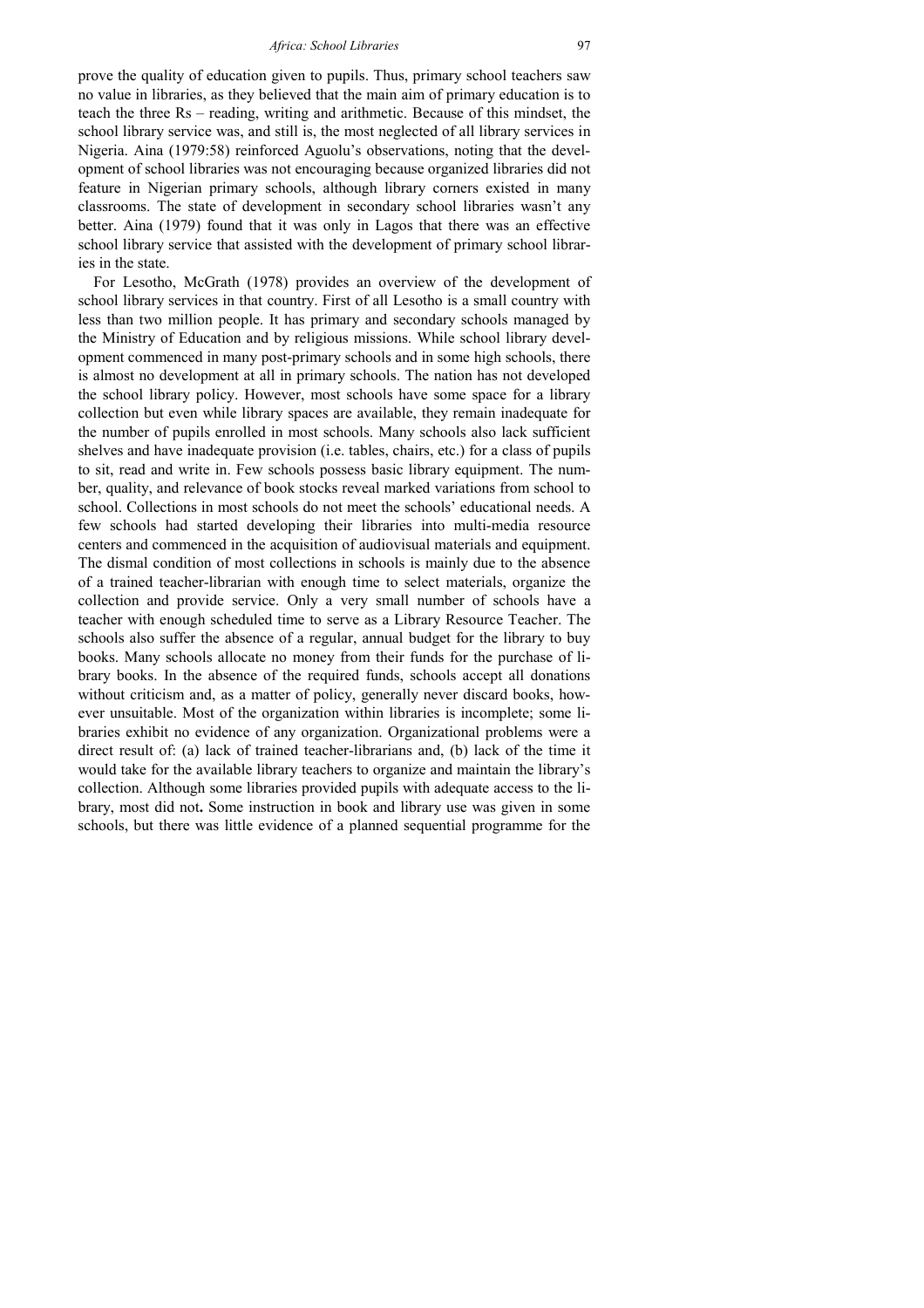prove the quality of education given to pupils. Thus, primary school teachers saw no value in libraries, as they believed that the main aim of primary education is to teach the three Rs – reading, writing and arithmetic. Because of this mindset, the school library service was, and still is, the most neglected of all library services in Nigeria. Aina (1979:58) reinforced Aguolu's observations, noting that the development of school libraries was not encouraging because organized libraries did not feature in Nigerian primary schools, although library corners existed in many classrooms. The state of development in secondary school libraries wasn't any better. Aina (1979) found that it was only in Lagos that there was an effective school library service that assisted with the development of primary school libraries in the state.

For Lesotho, McGrath (1978) provides an overview of the development of school library services in that country. First of all Lesotho is a small country with less than two million people. It has primary and secondary schools managed by the Ministry of Education and by religious missions. While school library development commenced in many post-primary schools and in some high schools, there is almost no development at all in primary schools. The nation has not developed the school library policy. However, most schools have some space for a library collection but even while library spaces are available, they remain inadequate for the number of pupils enrolled in most schools. Many schools also lack sufficient shelves and have inadequate provision (i.e. tables, chairs, etc.) for a class of pupils to sit, read and write in. Few schools possess basic library equipment. The number, quality, and relevance of book stocks reveal marked variations from school to school. Collections in most schools do not meet the schools' educational needs. A few schools had started developing their libraries into multi-media resource centers and commenced in the acquisition of audiovisual materials and equipment. The dismal condition of most collections in schools is mainly due to the absence of a trained teacher-librarian with enough time to select materials, organize the collection and provide service. Only a very small number of schools have a teacher with enough scheduled time to serve as a Library Resource Teacher. The schools also suffer the absence of a regular, annual budget for the library to buy books. Many schools allocate no money from their funds for the purchase of library books. In the absence of the required funds, schools accept all donations without criticism and, as a matter of policy, generally never discard books, however unsuitable. Most of the organization within libraries is incomplete; some libraries exhibit no evidence of any organization. Organizational problems were a direct result of: (a) lack of trained teacher-librarians and, (b) lack of the time it would take for the available library teachers to organize and maintain the library's collection. Although some libraries provided pupils with adequate access to the library, most did not. Some instruction in book and library use was given in some schools, but there was little evidence of a planned sequential programme for the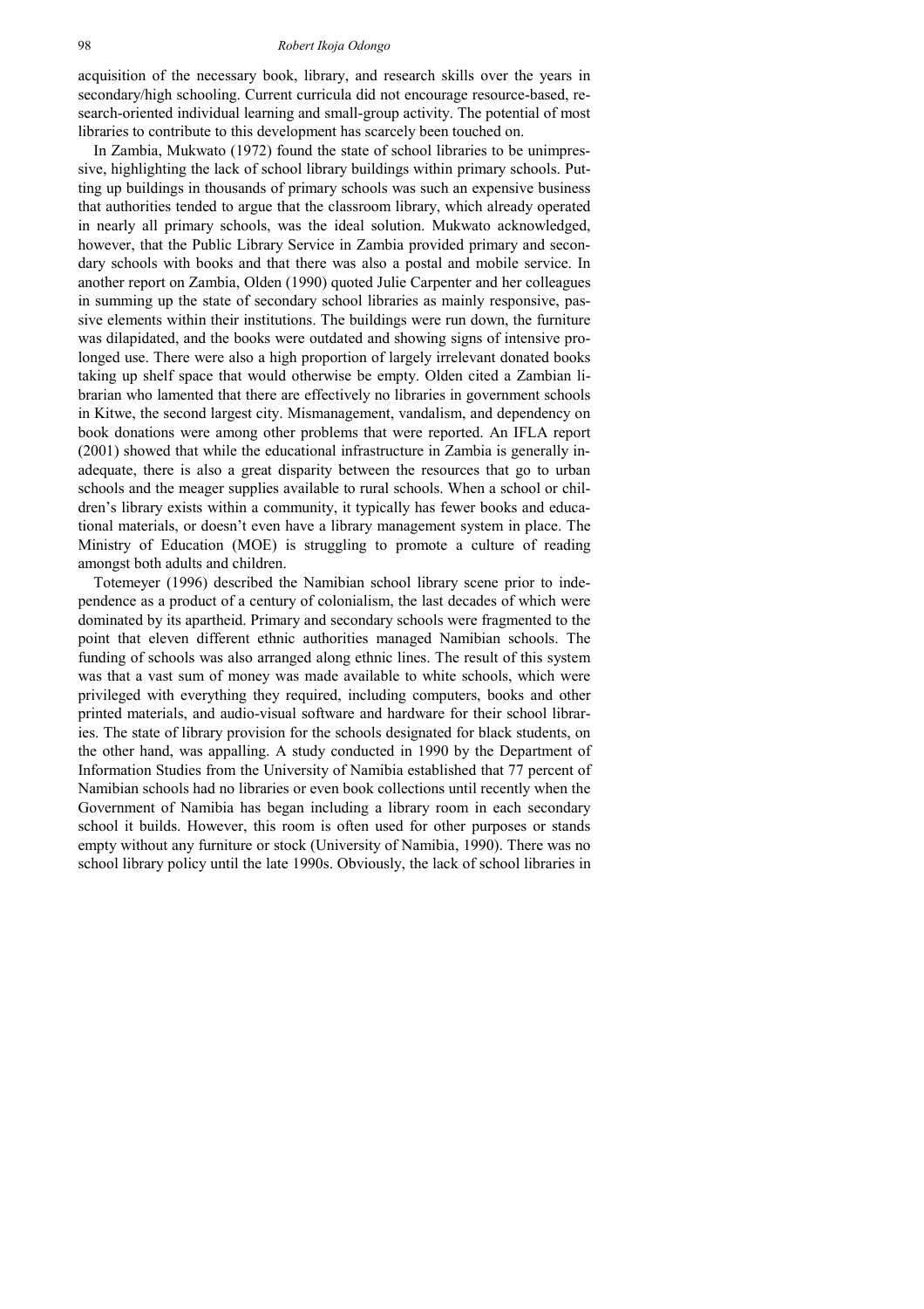acquisition of the necessary book, library, and research skills over the years in secondary/high schooling. Current curricula did not encourage resource-based, research-oriented individual learning and small-group activity. The potential of most libraries to contribute to this development has scarcely been touched on.

In Zambia, Mukwato (1972) found the state of school libraries to be unimpressive, highlighting the lack of school library buildings within primary schools. Putting up buildings in thousands of primary schools was such an expensive business that authorities tended to argue that the classroom library, which already operated in nearly all primary schools, was the ideal solution. Mukwato acknowledged, however, that the Public Library Service in Zambia provided primary and secondary schools with books and that there was also a postal and mobile service. In another report on Zambia, Olden (1990) quoted Julie Carpenter and her colleagues in summing up the state of secondary school libraries as mainly responsive, passive elements within their institutions. The buildings were run down, the furniture was dilapidated, and the books were outdated and showing signs of intensive prolonged use. There were also a high proportion of largely irrelevant donated books taking up shelf space that would otherwise be empty. Olden cited a Zambian librarian who lamented that there are effectively no libraries in government schools in Kitwe, the second largest city. Mismanagement, vandalism, and dependency on book donations were among other problems that were reported. An IFLA report (2001) showed that while the educational infrastructure in Zambia is generally inadequate, there is also a great disparity between the resources that go to urban schools and the meager supplies available to rural schools. When a school or children's library exists within a community, it typically has fewer books and educational materials, or doesn't even have a library management system in place. The Ministry of Education (MOE) is struggling to promote a culture of reading amongst both adults and children.

Totemeyer (1996) described the Namibian school library scene prior to independence as a product of a century of colonialism, the last decades of which were dominated by its apartheid. Primary and secondary schools were fragmented to the point that eleven different ethnic authorities managed Namibian schools. The funding of schools was also arranged along ethnic lines. The result of this system was that a vast sum of money was made available to white schools, which were privileged with everything they required, including computers, books and other printed materials, and audio-visual software and hardware for their school libraries. The state of library provision for the schools designated for black students, on the other hand, was appalling. A study conducted in 1990 by the Department of Information Studies from the University of Namibia established that 77 percent of Namibian schools had no libraries or even book collections until recently when the Government of Namibia has began including a library room in each secondary school it builds. However, this room is often used for other purposes or stands empty without any furniture or stock (University of Namibia, 1990). There was no school library policy until the late 1990s. Obviously, the lack of school libraries in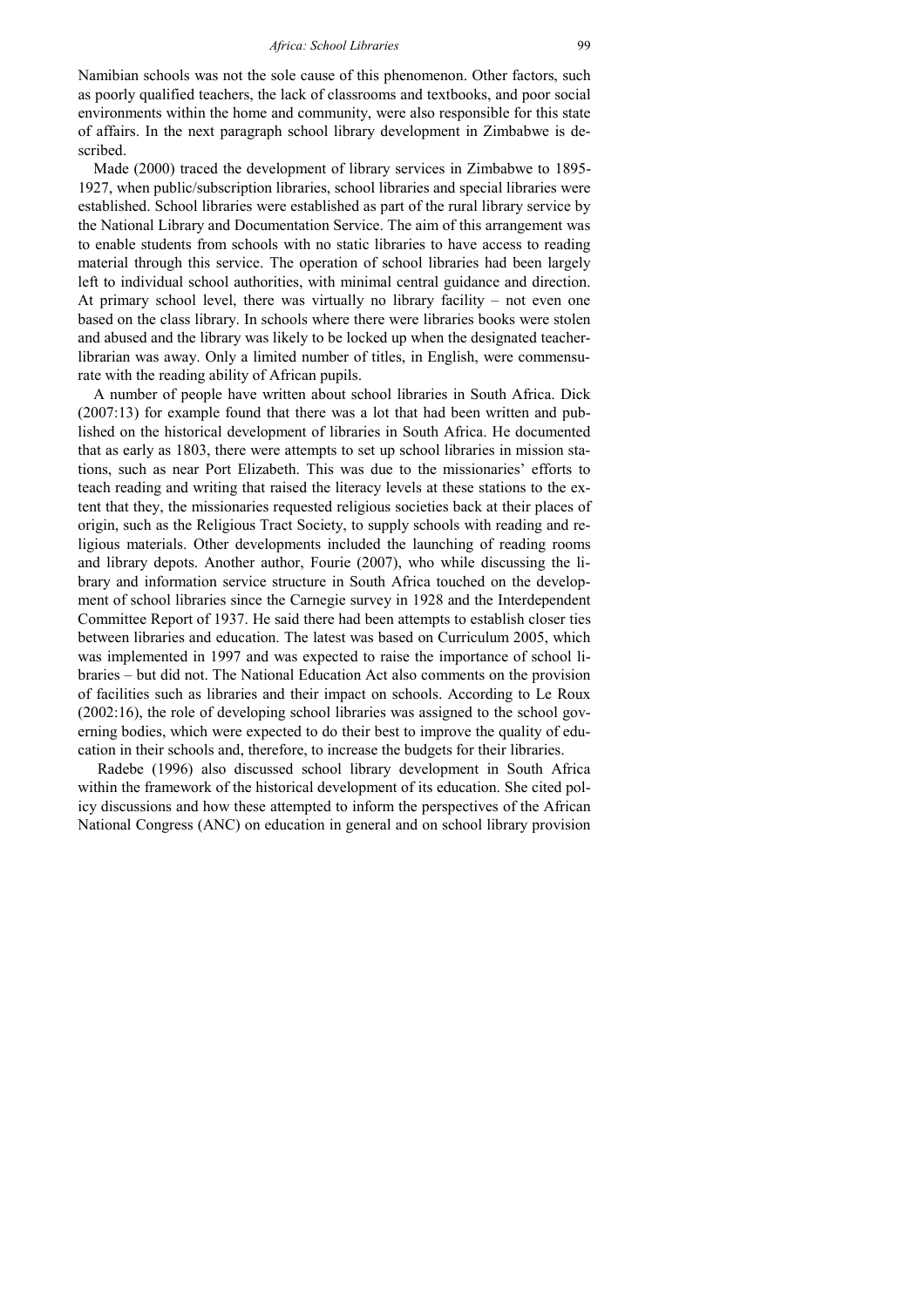Namibian schools was not the sole cause of this phenomenon. Other factors, such as poorly qualified teachers, the lack of classrooms and textbooks, and poor social environments within the home and community, were also responsible for this state of affairs. In the next paragraph school library development in Zimbabwe is described.

Made (2000) traced the development of library services in Zimbabwe to 1895-1927, when public/subscription libraries, school libraries and special libraries were established. School libraries were established as part of the rural library service by the National Library and Documentation Service. The aim of this arrangement was to enable students from schools with no static libraries to have access to reading material through this service. The operation of school libraries had been largely left to individual school authorities, with minimal central guidance and direction. At primary school level, there was virtually no library facility – not even one based on the class library. In schools where there were libraries books were stolen and abused and the library was likely to be locked up when the designated teacher-librarian was away. Only a limited number of titles, in English, were commensurate with the reading ability of African pupils.

A number of people have written about school libraries in South Africa. Dick (2007:13) for example found that there was a lot that had been written and published on the historical development of libraries in South Africa. He documented that as early as 1803, there were attempts to set up school libraries in mission stations, such as near Port Elizabeth. This was due to the missionaries' efforts to teach reading and writing that raised the literacy levels at these stations to the extent that they, the missionaries requested religious societies back at their places of origin, such as the Religious Tract Society, to supply schools with reading and religious materials. Other developments included the launching of reading rooms and library depots. Another author, Fourie (2007), who while discussing the library and information service structure in South Africa touched on the development of school libraries since the Carnegie survey in 1928 and the Interdependent Committee Report of 1937. He said there had been attempts to establish closer ties between libraries and education. The latest was based on Curriculum 2005, which was implemented in 1997 and was expected to raise the importance of school libraries – but did not. The National Education Act also comments on the provision of facilities such as libraries and their impact on schools. According to Le Roux (2002:16), the role of developing school libraries was assigned to the school governing bodies, which were expected to do their best to improve the quality of education in their schools and, therefore, to increase the budgets for their libraries.

Radebe (1996) also discussed school library development in South Africa within the framework of the historical development of its education. She cited policy discussions and how these attempted to inform the perspectives of the African National Congress (ANC) on education in general and on school library provision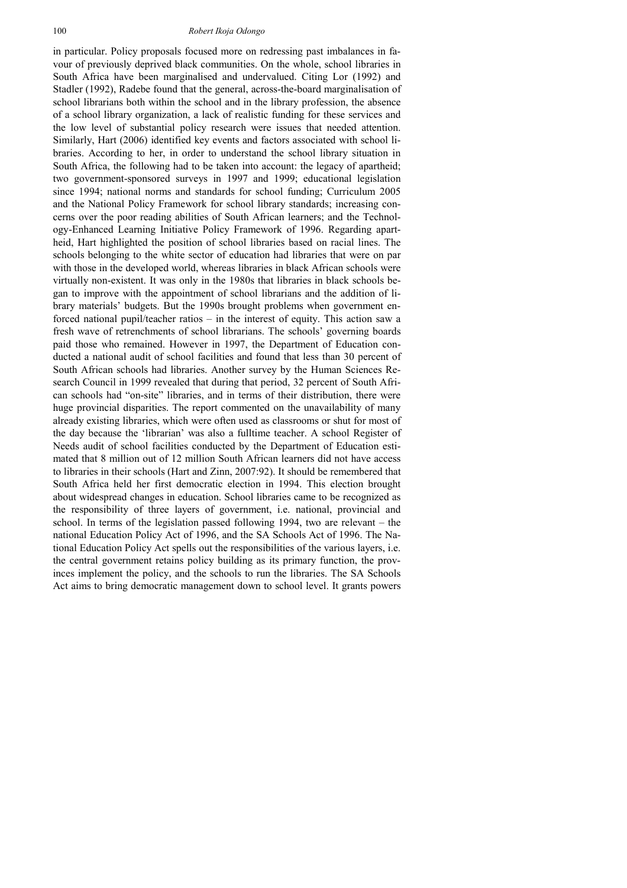in particular. Policy proposals focused more on redressing past imbalances in favour of previously deprived black communities. On the whole, school libraries in South Africa have been marginalised and undervalued. Citing Lor (1992) and Stadler (1992), Radebe found that the general, across-the-board marginalisation of school librarians both within the school and in the library profession, the absence of a school library organization, a lack of realistic funding for these services and the low level of substantial policy research were issues that needed attention. Similarly, Hart (2006) identified key events and factors associated with school libraries. According to her, in order to understand the school library situation in South Africa, the following had to be taken into account: the legacy of apartheid; two government-sponsored surveys in 1997 and 1999; educational legislation since 1994; national norms and standards for school funding; Curriculum 2005 and the National Policy Framework for school library standards; increasing concerns over the poor reading abilities of South African learners; and the Technology-Enhanced Learning Initiative Policy Framework of 1996. Regarding apartheid, Hart highlighted the position of school libraries based on racial lines. The schools belonging to the white sector of education had libraries that were on par with those in the developed world, whereas libraries in black African schools were virtually non-existent. It was only in the 1980s that libraries in black schools began to improve with the appointment of school librarians and the addition of library materials' budgets. But the 1990s brought problems when government enforced national pupil/teacher ratios – in the interest of equity. This action saw a fresh wave of retrenchments of school librarians. The schools' governing boards paid those who remained. However in 1997, the Department of Education conducted a national audit of school facilities and found that less than 30 percent of South African schools had libraries. Another survey by the Human Sciences Research Council in 1999 revealed that during that period, 32 percent of South African schools had "on-site" libraries, and in terms of their distribution, there were huge provincial disparities. The report commented on the unavailability of many already existing libraries, which were often used as classrooms or shut for most of the day because the 'librarian' was also a fulltime teacher. A school Register of Needs audit of school facilities conducted by the Department of Education estimated that 8 million out of 12 million South African learners did not have access to libraries in their schools (Hart and Zinn, 2007:92). It should be remembered that South Africa held her first democratic election in 1994. This election brought about widespread changes in education. School libraries came to be recognized as the responsibility of three layers of government, i.e. national, provincial and school. In terms of the legislation passed following 1994, two are relevant – the national Education Policy Act of 1996, and the SA Schools Act of 1996. The National Education Policy Act spells out the responsibilities of the various layers, i.e. the central government retains policy building as its primary function, the provinces implement the policy, and the schools to run the libraries. The SA Schools Act aims to bring democratic management down to school level. It grants powers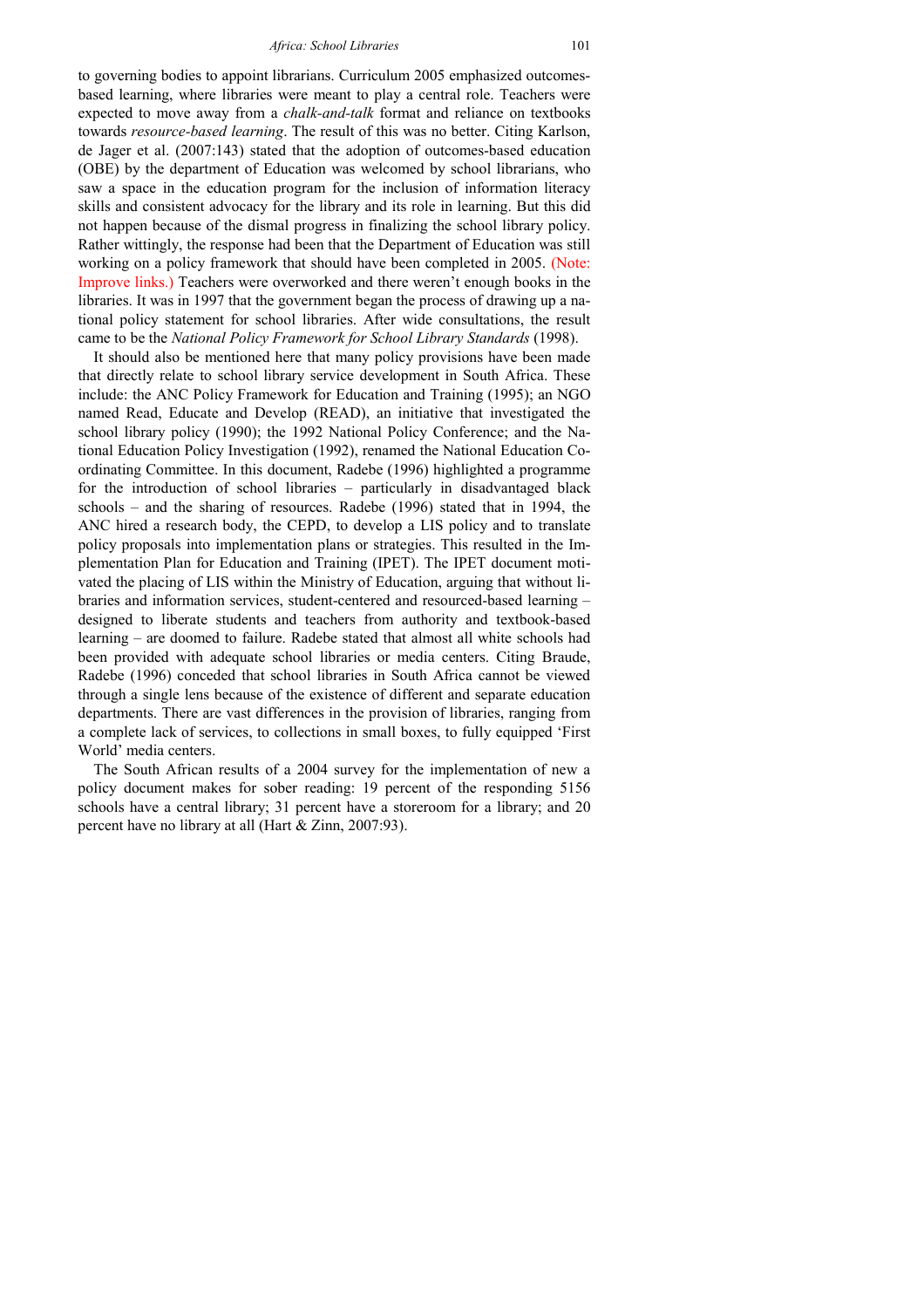to governing bodies to appoint librarians. Curriculum 2005 emphasized outcomes-based learning, where libraries were meant to play a central role. Teachers were expected to move away from a *chalk-and-talk* format and reliance on textbooks towards *resource-based learning*. The result of this was no better. Citing Karlson, de Jager et al. (2007:143) stated that the adoption of outcomes-based education (OBE) by the department of Education was welcomed by school librarians, who saw a space in the education program for the inclusion of information literacy skills and consistent advocacy for the library and its role in learning. But this did not happen because of the dismal progress in finalizing the school library policy. Rather wittingly, the response had been that the Department of Education was still working on a policy framework that should have been completed in 2005. (Note: Improve links.) Teachers were overworked and there weren't enough books in the libraries. It was in 1997 that the government began the process of drawing up a national policy statement for school libraries. After wide consultations, the result came to be the *National Policy Framework for School Library Standards* (1998).

It should also be mentioned here that many policy provisions have been made that directly relate to school library service development in South Africa. These include: the ANC Policy Framework for Education and Training (1995); an NGO named Read, Educate and Develop (READ), an initiative that investigated the school library policy (1990); the 1992 National Policy Conference; and the National Education Policy Investigation (1992), renamed the National Education Coordinating Committee. In this document, Radebe (1996) highlighted a programme for the introduction of school libraries – particularly in disadvantaged black schools – and the sharing of resources. Radebe (1996) stated that in 1994, the ANC hired a research body, the CEPD, to develop a LIS policy and to translate policy proposals into implementation plans or strategies. This resulted in the Implementation Plan for Education and Training (IPET). The IPET document motivated the placing of LIS within the Ministry of Education, arguing that without libraries and information services, student-centered and resourced-based learning – designed to liberate students and teachers from authority and textbook-based learning – are doomed to failure. Radebe stated that almost all white schools had been provided with adequate school libraries or media centers. Citing Braude, Radebe (1996) conceded that school libraries in South Africa cannot be viewed through a single lens because of the existence of different and separate education departments. There are vast differences in the provision of libraries, ranging from a complete lack of services, to collections in small boxes, to fully equipped 'First World' media centers.

The South African results of a 2004 survey for the implementation of new a policy document makes for sober reading: 19 percent of the responding 5156 schools have a central library; 31 percent have a storeroom for a library; and 20 percent have no library at all (Hart & Zinn, 2007:93).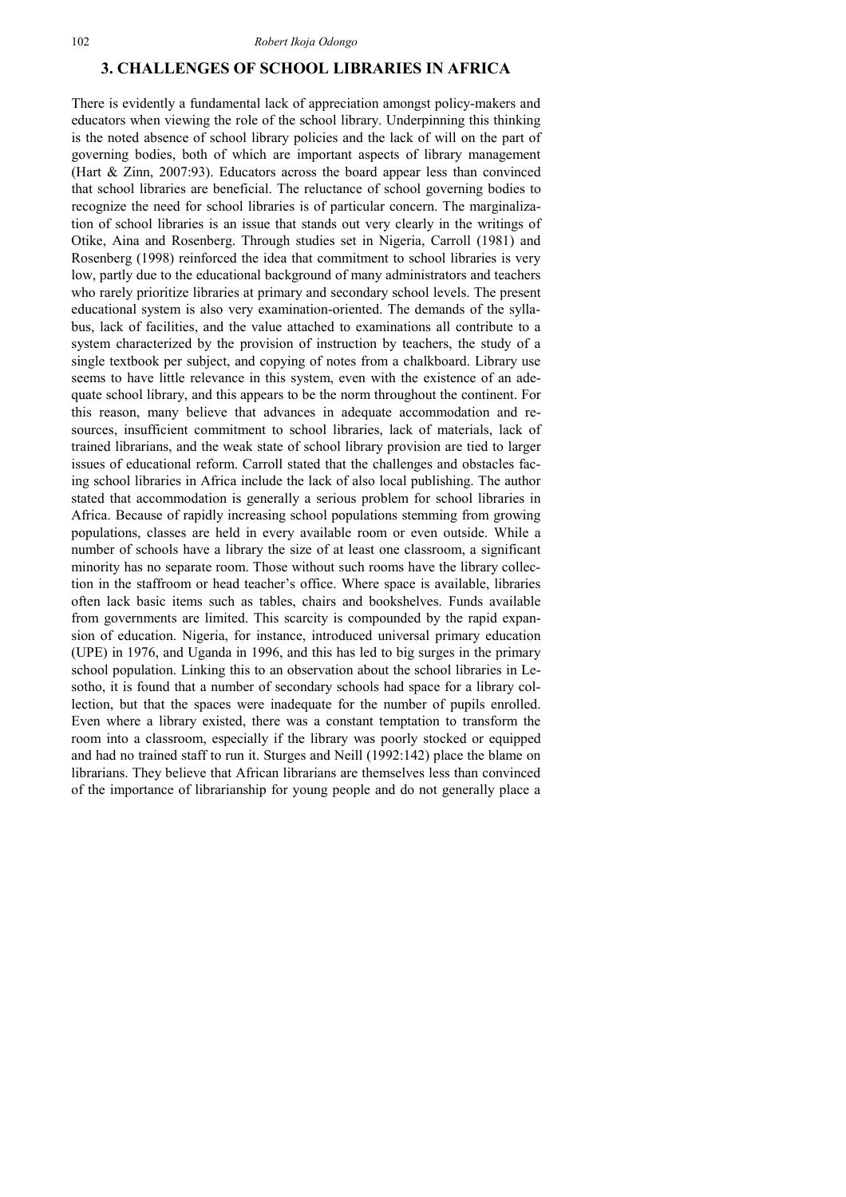## 3. CHALLENGES OF SCHOOL LIBRARIES IN AFRICA

There is evidently a fundamental lack of appreciation amongst policy-makers and educators when viewing the role of the school library. Underpinning this thinking is the noted absence of school library policies and the lack of will on the part of governing bodies, both of which are important aspects of library management (Hart & Zinn, 2007:93). Educators across the board appear less than convinced that school libraries are beneficial. The reluctance of school governing bodies to recognize the need for school libraries is of particular concern. The marginalization of school libraries is an issue that stands out very clearly in the writings of Otike, Aina and Rosenberg. Through studies set in Nigeria, Carroll (1981) and Rosenberg (1998) reinforced the idea that commitment to school libraries is very low, partly due to the educational background of many administrators and teachers who rarely prioritize libraries at primary and secondary school levels. The present educational system is also very examination-oriented. The demands of the syllabus, lack of facilities, and the value attached to examinations all contribute to a system characterized by the provision of instruction by teachers, the study of a single textbook per subject, and copying of notes from a chalkboard. Library use seems to have little relevance in this system, even with the existence of an adequate school library, and this appears to be the norm throughout the continent. For this reason, many believe that advances in adequate accommodation and resources, insufficient commitment to school libraries, lack of materials, lack of trained librarians, and the weak state of school library provision are tied to larger issues of educational reform. Carroll stated that the challenges and obstacles facing school libraries in Africa include the lack of also local publishing. The author stated that accommodation is generally a serious problem for school libraries in Africa. Because of rapidly increasing school populations stemming from growing populations, classes are held in every available room or even outside. While a number of schools have a library the size of at least one classroom, a significant minority has no separate room. Those without such rooms have the library collection in the staffroom or head teacher's office. Where space is available, libraries often lack basic items such as tables, chairs and bookshelves. Funds available from governments are limited. This scarcity is compounded by the rapid expansion of education. Nigeria, for instance, introduced universal primary education (UPE) in 1976, and Uganda in 1996, and this has led to big surges in the primary school population. Linking this to an observation about the school libraries in Lesotho, it is found that a number of secondary schools had space for a library collection, but that the spaces were inadequate for the number of pupils enrolled. Even where a library existed, there was a constant temptation to transform the room into a classroom, especially if the library was poorly stocked or equipped and had no trained staff to run it. Sturges and Neill (1992:142) place the blame on librarians. They believe that African librarians are themselves less than convinced of the importance of librarianship for young people and do not generally place a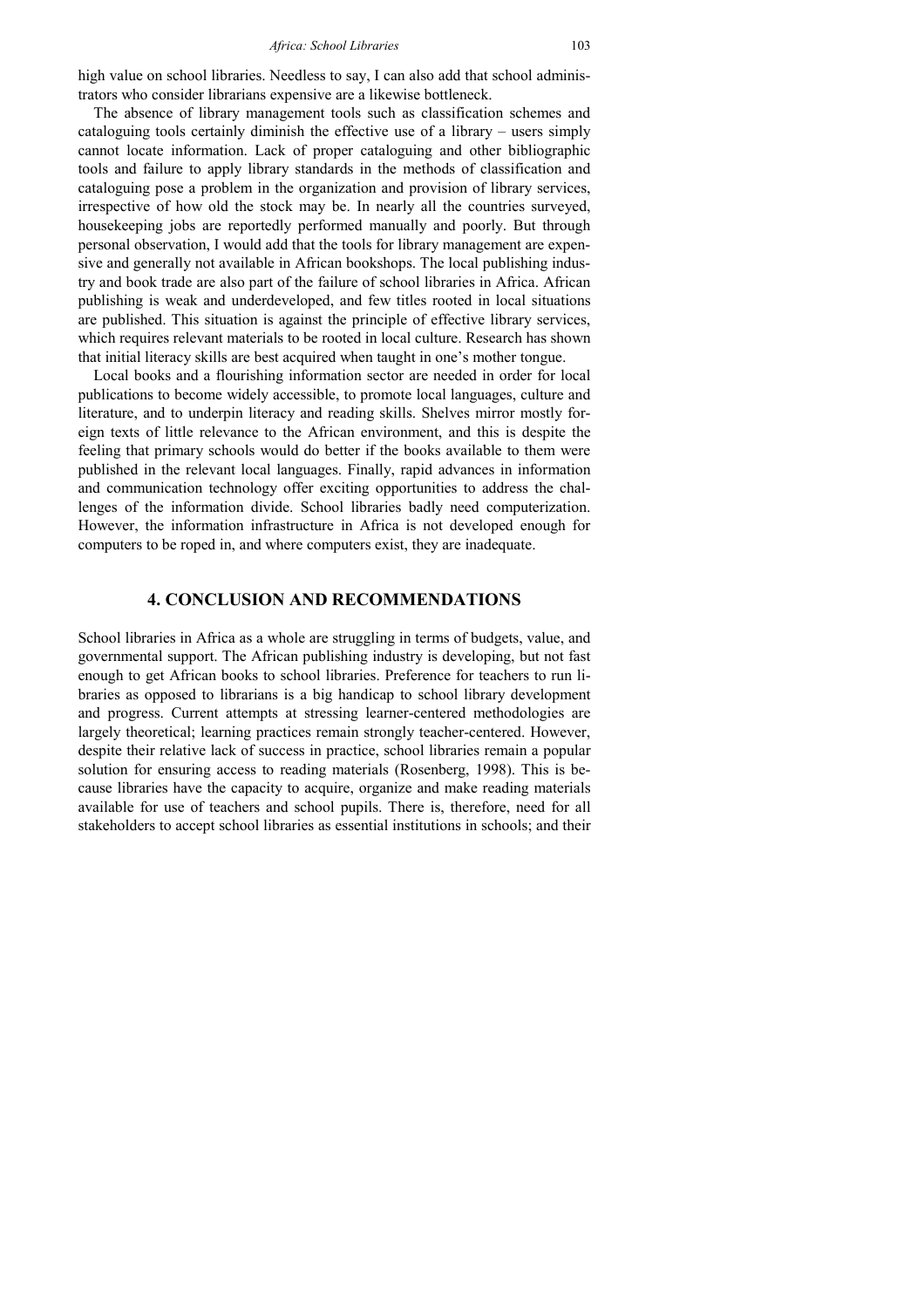high value on school libraries. Needless to say, I can also add that school administrators who consider librarians expensive are a likewise bottleneck.

The absence of library management tools such as classification schemes and cataloguing tools certainly diminish the effective use of a library – users simply cannot locate information. Lack of proper cataloguing and other bibliographic tools and failure to apply library standards in the methods of classification and cataloguing pose a problem in the organization and provision of library services, irrespective of how old the stock may be. In nearly all the countries surveyed, housekeeping jobs are reportedly performed manually and poorly. But through personal observation, I would add that the tools for library management are expensive and generally not available in African bookshops. The local publishing industry and book trade are also part of the failure of school libraries in Africa. African publishing is weak and underdeveloped, and few titles rooted in local situations are published. This situation is against the principle of effective library services, which requires relevant materials to be rooted in local culture. Research has shown that initial literacy skills are best acquired when taught in one's mother tongue.

Local books and a flourishing information sector are needed in order for local publications to become widely accessible, to promote local languages, culture and literature, and to underpin literacy and reading skills. Shelves mirror mostly foreign texts of little relevance to the African environment, and this is despite the feeling that primary schools would do better if the books available to them were published in the relevant local languages. Finally, rapid advances in information and communication technology offer exciting opportunities to address the challenges of the information divide. School libraries badly need computerization. However, the information infrastructure in Africa is not developed enough for computers to be roped in, and where computers exist, they are inadequate.

## 4. CONCLUSION AND RECOMMENDATIONS

School libraries in Africa as a whole are struggling in terms of budgets, value, and governmental support. The African publishing industry is developing, but not fast enough to get African books to school libraries. Preference for teachers to run libraries as opposed to librarians is a big handicap to school library development and progress. Current attempts at stressing learner-centered methodologies are largely theoretical; learning practices remain strongly teacher-centered. However, despite their relative lack of success in practice, school libraries remain a popular solution for ensuring access to reading materials (Rosenberg, 1998). This is because libraries have the capacity to acquire, organize and make reading materials available for use of teachers and school pupils. There is, therefore, need for all stakeholders to accept school libraries as essential institutions in schools; and their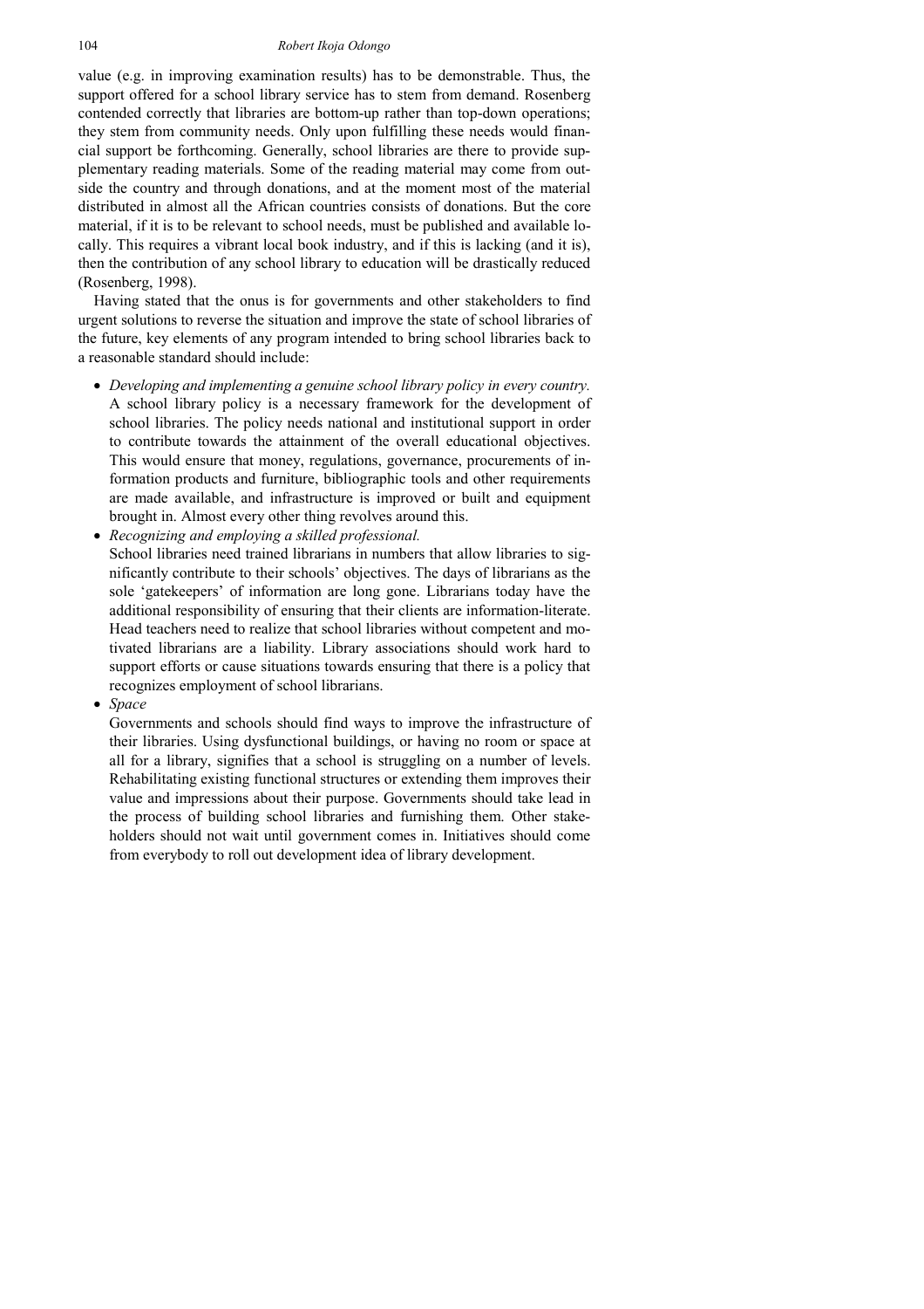value (e.g. in improving examination results) has to be demonstrable. Thus, the support offered for a school library service has to stem from demand. Rosenberg contended correctly that libraries are bottom-up rather than top-down operations; they stem from community needs. Only upon fulfilling these needs would financial support be forthcoming. Generally, school libraries are there to provide supplementary reading materials. Some of the reading material may come from outside the country and through donations, and at the moment most of the material distributed in almost all the African countries consists of donations. But the core material, if it is to be relevant to school needs, must be published and available locally. This requires a vibrant local book industry, and if this is lacking (and it is), then the contribution of any school library to education will be drastically reduced (Rosenberg, 1998).

Having stated that the onus is for governments and other stakeholders to find urgent solutions to reverse the situation and improve the state of school libraries of the future, key elements of any program intended to bring school libraries back to a reasonable standard should include:

- *Developing and implementing a genuine school library policy in every country.* A school library policy is a necessary framework for the development of school libraries. The policy needs national and institutional support in order to contribute towards the attainment of the overall educational objectives. This would ensure that money, regulations, governance, procurements of information products and furniture, bibliographic tools and other requirements are made available, and infrastructure is improved or built and equipment brought in. Almost every other thing revolves around this.
- *Recognizing and employing a skilled professional.*
  School libraries need trained librarians in numbers that allow libraries to significantly contribute to their schools' objectives. The days of librarians as the sole 'gatekeepers' of information are long gone. Librarians today have the additional responsibility of ensuring that their clients are information-literate. Head teachers need to realize that school libraries without competent and motivated librarians are a liability. Library associations should work hard to support efforts or cause situations towards ensuring that there is a policy that recognizes employment of school librarians.
- *Space*
  Governments and schools should find ways to improve the infrastructure of their libraries. Using dysfunctional buildings, or having no room or space at all for a library, signifies that a school is struggling on a number of levels. Rehabilitating existing functional structures or extending them improves their value and impressions about their purpose. Governments should take lead in the process of building school libraries and furnishing them. Other stakeholders should not wait until government comes in. Initiatives should come from everybody to roll out development idea of library development.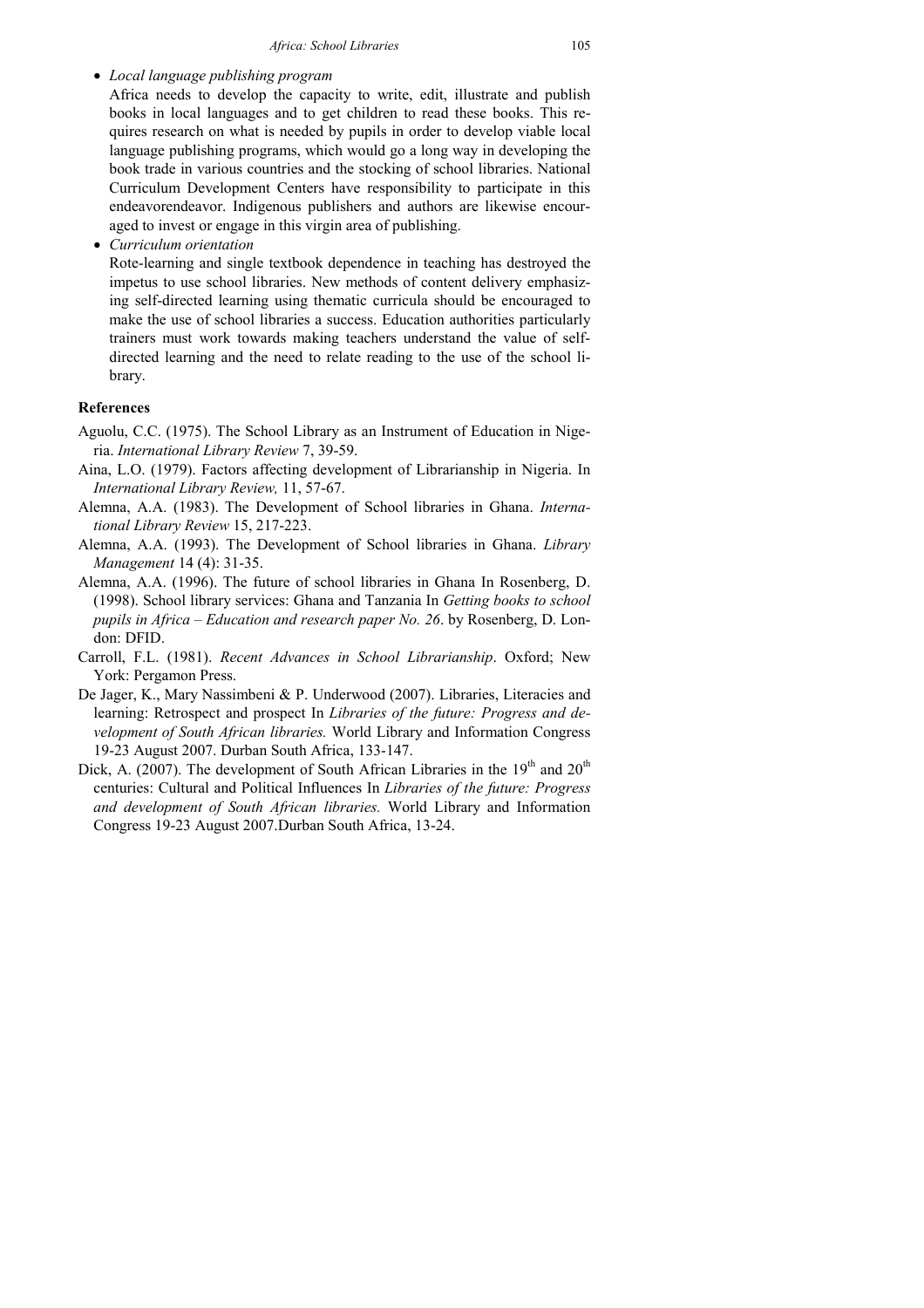- *Local language publishing program*

  Africa needs to develop the capacity to write, edit, illustrate and publish books in local languages and to get children to read these books. This requires research on what is needed by pupils in order to develop viable local language publishing programs, which would go a long way in developing the book trade in various countries and the stocking of school libraries. National Curriculum Development Centers have responsibility to participate in this endeavorendeavor. Indigenous publishers and authors are likewise encouraged to invest or engage in this virgin area of publishing.

- *Curriculum orientation*

  Rote-learning and single textbook dependence in teaching has destroyed the impetus to use school libraries. New methods of content delivery emphasizing self-directed learning using thematic curricula should be encouraged to make the use of school libraries a success. Education authorities particularly trainers must work towards making teachers understand the value of self-directed learning and the need to relate reading to the use of the school library.

## References

Aguolu, C.C. (1975). The School Library as an Instrument of Education in Nigeria. *International Library Review* 7, 39-59.

Aina, L.O. (1979). Factors affecting development of Librarianship in Nigeria. In *International Library Review,* 11, 57-67.

Alemna, A.A. (1983). The Development of School libraries in Ghana. *International Library Review* 15, 217-223.

Alemna, A.A. (1993). The Development of School libraries in Ghana. *Library Management* 14 (4): 31-35.

Alemna, A.A. (1996). The future of school libraries in Ghana In Rosenberg, D. (1998). School library services: Ghana and Tanzania In *Getting books to school pupils in Africa – Education and research paper No. 26*. by Rosenberg, D. London: DFID.

Carroll, F.L. (1981). *Recent Advances in School Librarianship*. Oxford; New York: Pergamon Press.

De Jager, K., Mary Nassimbeni & P. Underwood (2007). Libraries, Literacies and learning: Retrospect and prospect In *Libraries of the future: Progress and development of South African libraries.* World Library and Information Congress 19-23 August 2007. Durban South Africa, 133-147.

Dick, A. (2007). The development of South African Libraries in the 19th and 20th centuries: Cultural and Political Influences In *Libraries of the future: Progress and development of South African libraries.* World Library and Information Congress 19-23 August 2007.Durban South Africa, 13-24.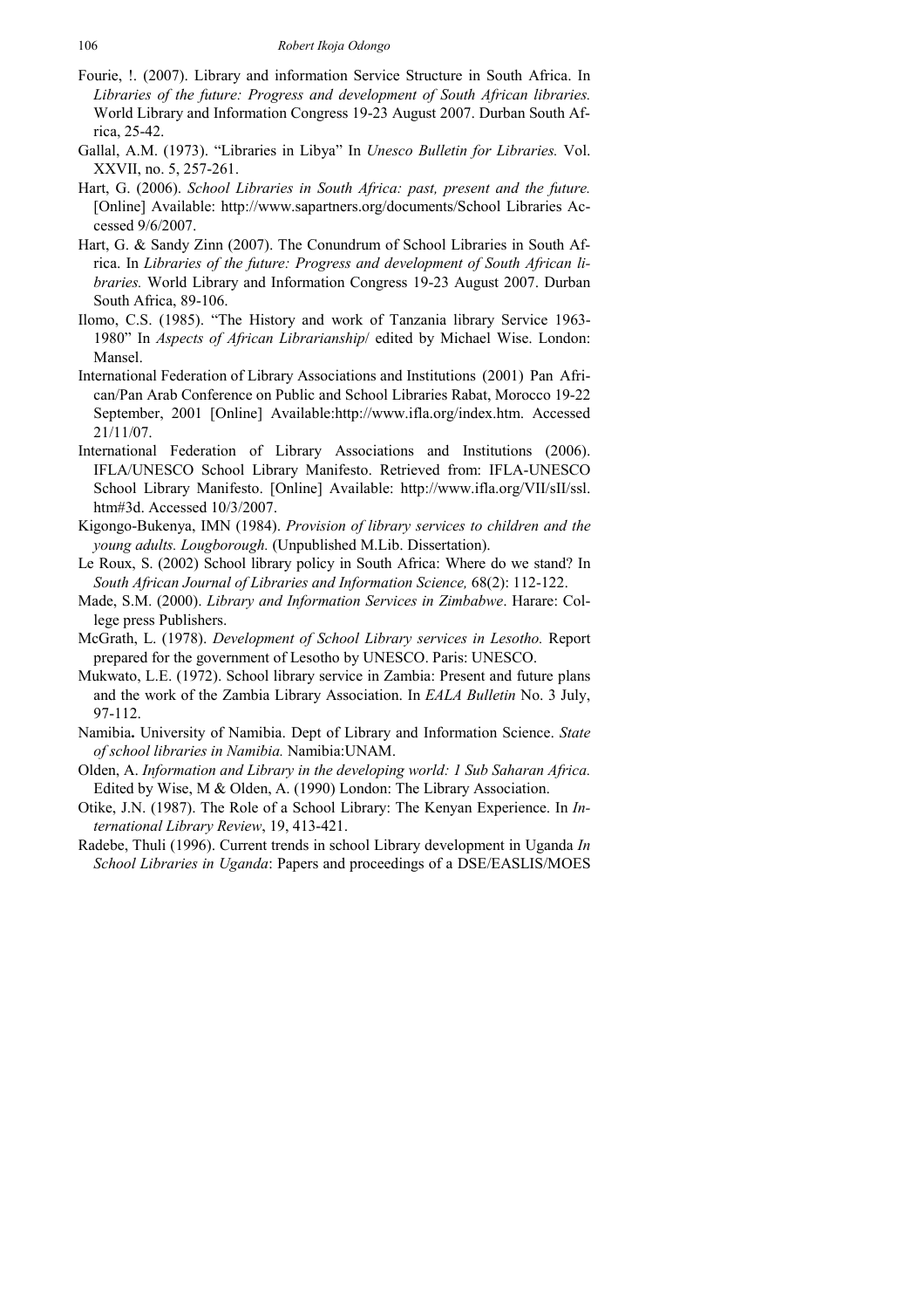Fourie, !. (2007). Library and information Service Structure in South Africa. In *Libraries of the future: Progress and development of South African libraries.* World Library and Information Congress 19-23 August 2007. Durban South Africa, 25-42.

Gallal, A.M. (1973). "Libraries in Libya" In *Unesco Bulletin for Libraries.* Vol. XXVII, no. 5, 257-261.

Hart, G. (2006). *School Libraries in South Africa: past, present and the future.* [Online] Available: http://www.sapartners.org/documents/School Libraries Accessed 9/6/2007.

Hart, G. & Sandy Zinn (2007). The Conundrum of School Libraries in South Africa. In *Libraries of the future: Progress and development of South African libraries.* World Library and Information Congress 19-23 August 2007. Durban South Africa, 89-106.

Ilomo, C.S. (1985). "The History and work of Tanzania library Service 1963-1980" In *Aspects of African Librarianship*/ edited by Michael Wise. London: Mansel.

International Federation of Library Associations and Institutions (2001) Pan African/Pan Arab Conference on Public and School Libraries Rabat, Morocco 19-22 September, 2001 [Online] Available:http://www.ifla.org/index.htm. Accessed 21/11/07.

International Federation of Library Associations and Institutions (2006). IFLA/UNESCO School Library Manifesto. Retrieved from: IFLA-UNESCO School Library Manifesto. [Online] Available: http://www.ifla.org/VII/sII/ssl.htm#3d. Accessed 10/3/2007.

Kigongo-Bukenya, IMN (1984). *Provision of library services to children and the young adults. Lougborough.* (Unpublished M.Lib. Dissertation).

Le Roux, S. (2002) School library policy in South Africa: Where do we stand? In *South African Journal of Libraries and Information Science,* 68(2): 112-122.

Made, S.M. (2000). *Library and Information Services in Zimbabwe*. Harare: College press Publishers.

McGrath, L. (1978). *Development of School Library services in Lesotho.* Report prepared for the government of Lesotho by UNESCO. Paris: UNESCO.

Mukwato, L.E. (1972). School library service in Zambia: Present and future plans and the work of the Zambia Library Association. In *EALA Bulletin* No. 3 July, 97-112.

Namibia**.** University of Namibia. Dept of Library and Information Science. *State of school libraries in Namibia.* Namibia:UNAM.

Olden, A. *Information and Library in the developing world: 1 Sub Saharan Africa.* Edited by Wise, M & Olden, A. (1990) London: The Library Association.

Otike, J.N. (1987). The Role of a School Library: The Kenyan Experience. In *International Library Review*, 19, 413-421.

Radebe, Thuli (1996). Current trends in school Library development in Uganda *In School Libraries in Uganda*: Papers and proceedings of a DSE/EASLIS/MOES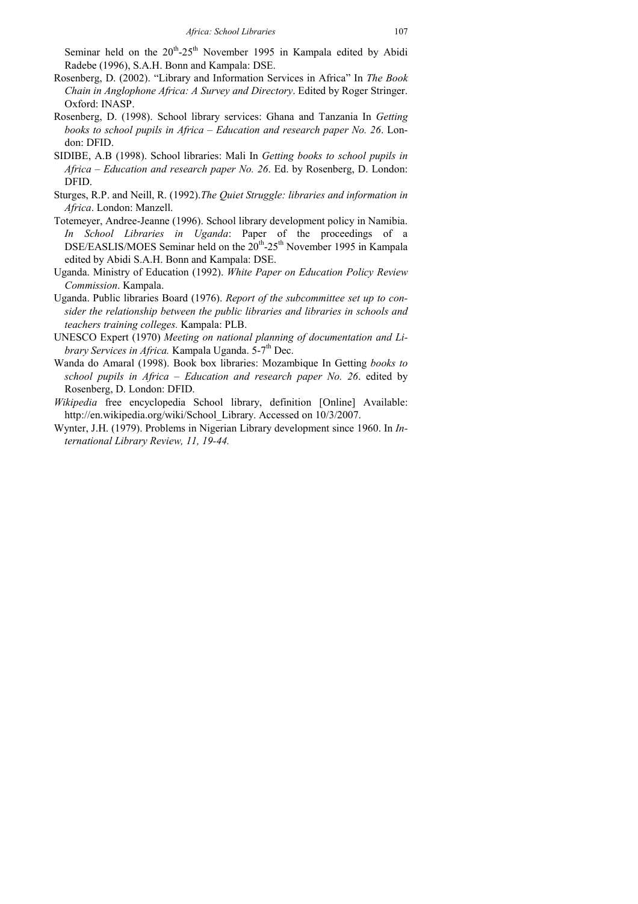Seminar held on the 20th-25th November 1995 in Kampala edited by Abidi Radebe (1996), S.A.H. Bonn and Kampala: DSE.

Rosenberg, D. (2002). "Library and Information Services in Africa" In *The Book Chain in Anglophone Africa: A Survey and Directory*. Edited by Roger Stringer. Oxford: INASP.

Rosenberg, D. (1998). School library services: Ghana and Tanzania In *Getting books to school pupils in Africa – Education and research paper No. 26*. London: DFID.

SIDIBE, A.B (1998). School libraries: Mali In *Getting books to school pupils in Africa – Education and research paper No. 26*. Ed. by Rosenberg, D. London: DFID.

Sturges, R.P. and Neill, R. (1992).*The Quiet Struggle: libraries and information in Africa*. London: Manzell.

Totemeyer, Andree-Jeanne (1996). School library development policy in Namibia. *In School Libraries in Uganda*: Paper of the proceedings of a DSE/EASLIS/MOES Seminar held on the 20th-25th November 1995 in Kampala edited by Abidi S.A.H. Bonn and Kampala: DSE.

Uganda. Ministry of Education (1992). *White Paper on Education Policy Review Commission*. Kampala.

Uganda. Public libraries Board (1976). *Report of the subcommittee set up to consider the relationship between the public libraries and libraries in schools and teachers training colleges.* Kampala: PLB.

UNESCO Expert (1970) *Meeting on national planning of documentation and Library Services in Africa.* Kampala Uganda. 5-7th Dec.

Wanda do Amaral (1998). Book box libraries: Mozambique In Getting *books to school pupils in Africa – Education and research paper No. 26*. edited by Rosenberg, D. London: DFID.

*Wikipedia* free encyclopedia School library, definition [Online] Available: http://en.wikipedia.org/wiki/School_Library. Accessed on 10/3/2007.

Wynter, J.H. (1979). Problems in Nigerian Library development since 1960. In *International Library Review, 11, 19-44.*